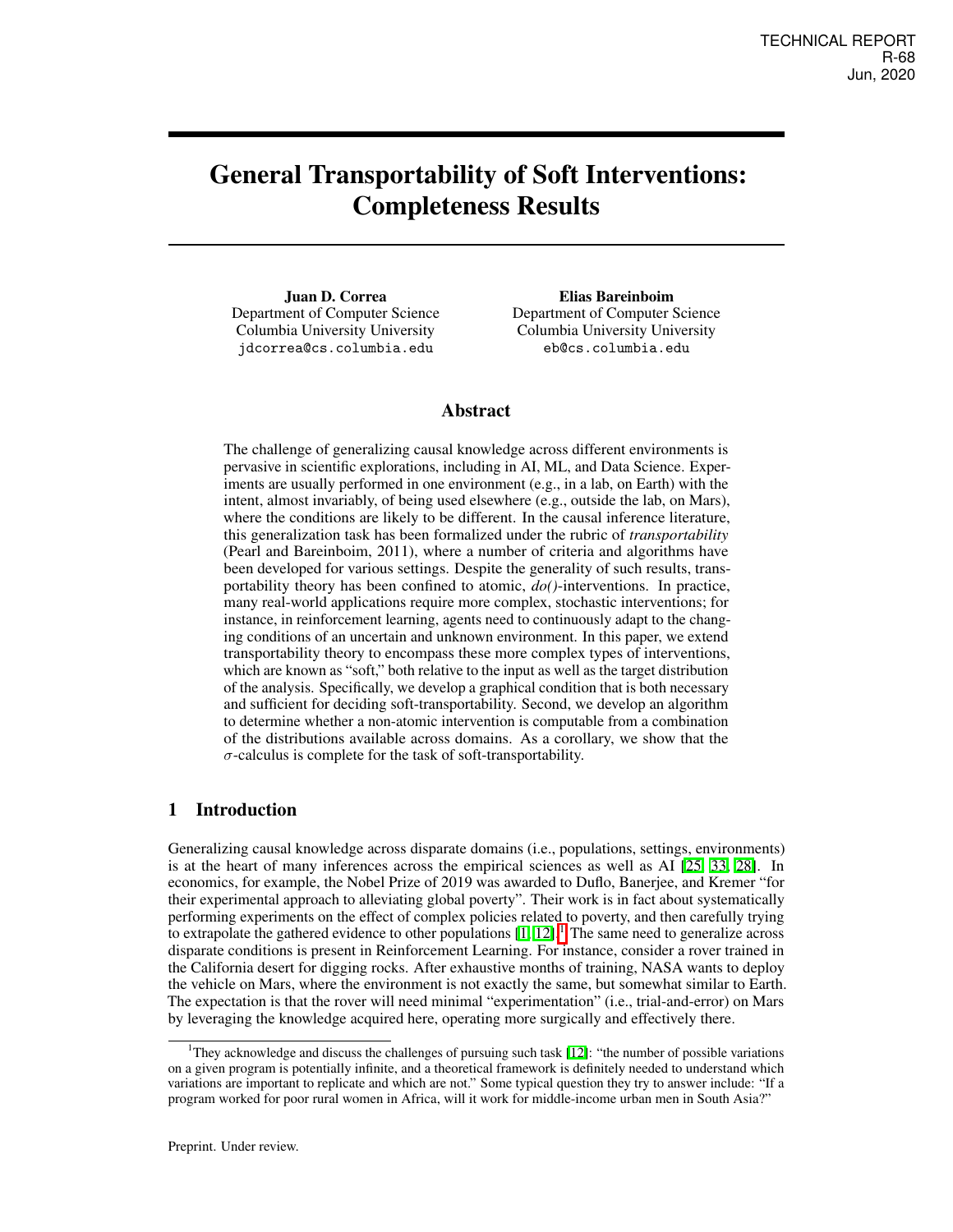TECHNICAL REPORT
R-68
Jun, 2020

# General Transportability of Soft Interventions: Completeness Results

**Juan D. Correa**
Department of Computer Science
Columbia University University
jdcorrea@cs.columbia.edu

**Elias Bareinboim**
Department of Computer Science
Columbia University University
eb@cs.columbia.edu

## Abstract

The challenge of generalizing causal knowledge across different environments is pervasive in scientific explorations, including in AI, ML, and Data Science. Experiments are usually performed in one environment (e.g., in a lab, on Earth) with the intent, almost invariably, of being used elsewhere (e.g., outside the lab, on Mars), where the conditions are likely to be different. In the causal inference literature, this generalization task has been formalized under the rubric of *transportability* (Pearl and Bareinboim, 2011), where a number of criteria and algorithms have been developed for various settings. Despite the generality of such results, transportability theory has been confined to atomic, *do()*-interventions. In practice, many real-world applications require more complex, stochastic interventions; for instance, in reinforcement learning, agents need to continuously adapt to the changing conditions of an uncertain and unknown environment. In this paper, we extend transportability theory to encompass these more complex types of interventions, which are known as "soft," both relative to the input as well as the target distribution of the analysis. Specifically, we develop a graphical condition that is both necessary and sufficient for deciding soft-transportability. Second, we develop an algorithm to determine whether a non-atomic intervention is computable from a combination of the distributions available across domains. As a corollary, we show that the $\sigma$-calculus is complete for the task of soft-transportability.

## 1 Introduction

Generalizing causal knowledge across disparate domains (i.e., populations, settings, environments) is at the heart of many inferences across the empirical sciences as well as AI [25, 33, 28]. In economics, for example, the Nobel Prize of 2019 was awarded to Duflo, Banerjee, and Kremer "for their experimental approach to alleviating global poverty". Their work is in fact about systematically performing experiments on the effect of complex policies related to poverty, and then carefully trying to extrapolate the gathered evidence to other populations [1, 12].[1] The same need to generalize across disparate conditions is present in Reinforcement Learning. For instance, consider a rover trained in the California desert for digging rocks. After exhaustive months of training, NASA wants to deploy the vehicle on Mars, where the environment is not exactly the same, but somewhat similar to Earth. The expectation is that the rover will need minimal "experimentation" (i.e., trial-and-error) on Mars by leveraging the knowledge acquired here, operating more surgically and effectively there.

[1] They acknowledge and discuss the challenges of pursuing such task [12]: "the number of possible variations on a given program is potentially infinite, and a theoretical framework is definitely needed to understand which variations are important to replicate and which are not." Some typical question they try to answer include: "If a program worked for poor rural women in Africa, will it work for middle-income urban men in South Asia?"

Preprint. Under review.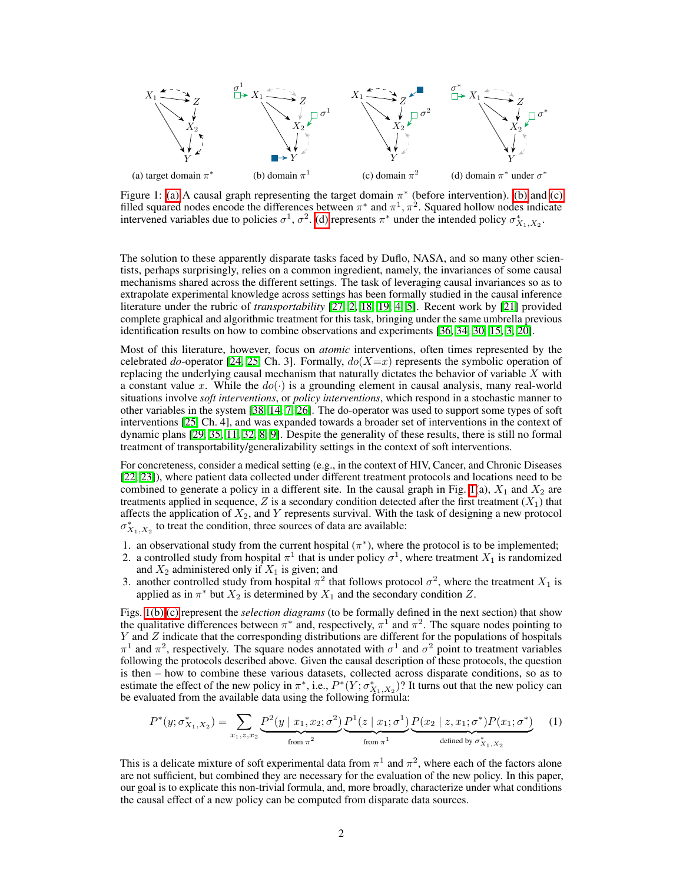(a) target domain $\pi^*$ (b) domain $\pi^1$ (c) domain $\pi^2$ (d) domain $\pi^*$ under $\sigma^*$

Figure 1: (a) A causal graph representing the target domain $\pi^*$ (before intervention). (b) and (c) filled squared nodes encode the differences between $\pi^*$ and $\pi^1, \pi^2$. Squared hollow nodes indicate intervened variables due to policies $\sigma^1$, $\sigma^2$. (d) represents $\pi^*$ under the intended policy $\sigma^*_{X_1,X_2}$.

The solution to these apparently disparate tasks faced by Duflo, NASA, and so many other scientists, perhaps surprisingly, relies on a common ingredient, namely, the invariances of some causal mechanisms shared across the different settings. The task of leveraging causal invariances so as to extrapolate experimental knowledge across settings has been formally studied in the causal inference literature under the rubric of *transportability* [27, 2, 18, 19, 4, 5]. Recent work by [21] provided complete graphical and algorithmic treatment for this task, bringing under the same umbrella previous identification results on how to combine observations and experiments [36, 34, 30, 15, 3, 20].

Most of this literature, however, focus on *atomic* interventions, often times represented by the celebrated *do*-operator [24, 25, Ch. 3]. Formally, $do(X{=}x)$ represents the symbolic operation of replacing the underlying causal mechanism that naturally dictates the behavior of variable $X$ with a constant value $x$. While the $do(\cdot)$ is a grounding element in causal analysis, many real-world situations involve *soft interventions*, or *policy interventions*, which respond in a stochastic manner to other variables in the system [38, 14, 7, 26]. The do-operator was used to support some types of soft interventions [25, Ch. 4], and was expanded towards a broader set of interventions in the context of dynamic plans [29, 35, 11, 32, 8, 9]. Despite the generality of these results, there is still no formal treatment of transportability/generalizability settings in the context of soft interventions.

For concreteness, consider a medical setting (e.g., in the context of HIV, Cancer, and Chronic Diseases [22, 23]), where patient data collected under different treatment protocols and locations need to be combined to generate a policy in a different site. In the causal graph in Fig. 1(a), $X_1$ and $X_2$ are treatments applied in sequence, $Z$ is a secondary condition detected after the first treatment ($X_1$) that affects the application of $X_2$, and $Y$ represents survival. With the task of designing a new protocol $\sigma^*_{X_1,X_2}$ to treat the condition, three sources of data are available:

1. an observational study from the current hospital ($\pi^*$), where the protocol is to be implemented;
2. a controlled study from hospital $\pi^1$ that is under policy $\sigma^1$, where treatment $X_1$ is randomized and $X_2$ administered only if $X_1$ is given; and
3. another controlled study from hospital $\pi^2$ that follows protocol $\sigma^2$, where the treatment $X_1$ is applied as in $\pi^*$ but $X_2$ is determined by $X_1$ and the secondary condition $Z$.

Figs. 1(b),(c) represent the *selection diagrams* (to be formally defined in the next section) that show the qualitative differences between $\pi^*$ and, respectively, $\pi^1$ and $\pi^2$. The square nodes pointing to $Y$ and $Z$ indicate that the corresponding distributions are different for the populations of hospitals $\pi^1$ and $\pi^2$, respectively. The square nodes annotated with $\sigma^1$ and $\sigma^2$ point to treatment variables following the protocols described above. Given the causal description of these protocols, the question is then – how to combine these various datasets, collected across disparate conditions, so as to estimate the effect of the new policy in $\pi^*$, i.e., $P^*(Y; \sigma^*_{X_1,X_2})$? It turns out that the new policy can be evaluated from the available data using the following formula:

$$P^*(y; \sigma^*_{X_1,X_2}) = \sum_{x_1,z,x_2} \underbrace{P^2(y \mid x_1, x_2; \sigma^2)}_{\text{from } \pi^2} \underbrace{P^1(z \mid x_1; \sigma^1)}_{\text{from } \pi^1} \underbrace{P(x_2 \mid z, x_1; \sigma^*) P(x_1; \sigma^*)}_{\text{defined by } \sigma^*_{X_1,X_2}} \tag{1}$$

This is a delicate mixture of soft experimental data from $\pi^1$ and $\pi^2$, where each of the factors alone are not sufficient, but combined they are necessary for the evaluation of the new policy. In this paper, our goal is to explicate this non-trivial formula, and, more broadly, characterize under what conditions the causal effect of a new policy can be computed from disparate data sources.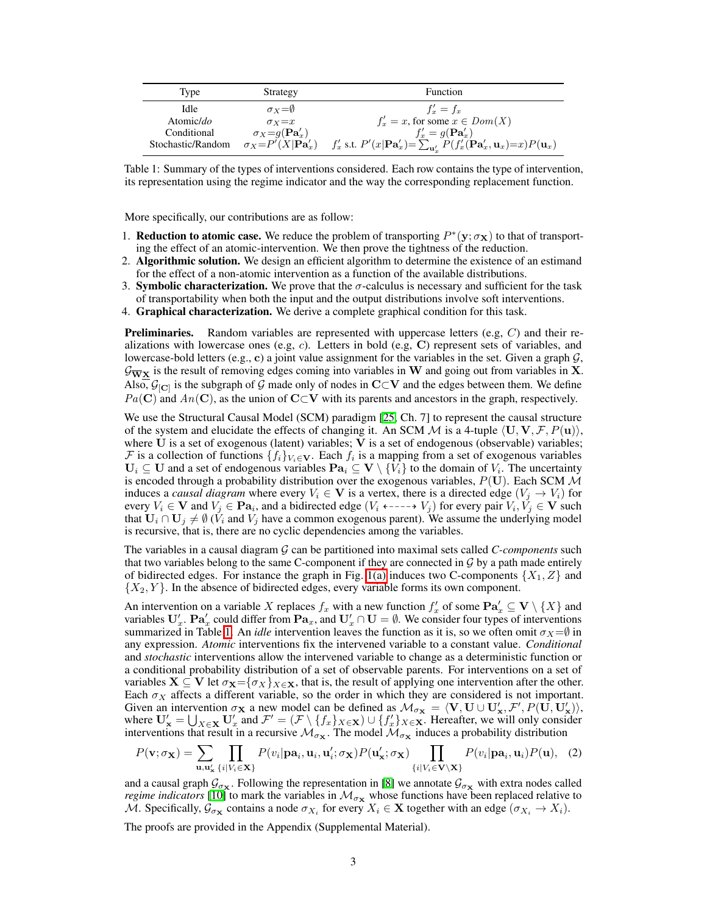| Type | Strategy | Function |
|---|---|---|
| Idle | $\sigma_X{=}\emptyset$ | $f'_x = f_x$ |
| Atomic/*do* | $\sigma_X{=}x$ | $f'_x = x$, for some $x \in Dom(X)$ |
| Conditional | $\sigma_X{=}g(\mathbf{Pa}'_x)$ | $f'_x = g(\mathbf{Pa}'_x)$ |
| Stochastic/Random | $\sigma_X{=}P'(X\vert\mathbf{Pa}'_x)$ | $f'_x$ s.t. $P'(x\vert\mathbf{Pa}'_x){=}\sum_{\mathbf{u}'_x} P(f'_x(\mathbf{Pa}'_x, \mathbf{u}_x){=}x)P(\mathbf{u}_x)$ |

Table 1: Summary of the types of interventions considered. Each row contains the type of intervention, its representation using the regime indicator and the way the corresponding replacement function.

More specifically, our contributions are as follow:

1. **Reduction to atomic case.** We reduce the problem of transporting $P^*(\mathbf{y};\sigma_\mathbf{X})$ to that of transporting the effect of an atomic-intervention. We then prove the tightness of the reduction.
2. **Algorithmic solution.** We design an efficient algorithm to determine the existence of an estimand for the effect of a non-atomic intervention as a function of the available distributions.
3. **Symbolic characterization.** We prove that the $\sigma$-calculus is necessary and sufficient for the task of transportability when both the input and the output distributions involve soft interventions.
4. **Graphical characterization.** We derive a complete graphical condition for this task.

**Preliminaries.** Random variables are represented with uppercase letters (e.g, $C$) and their realizations with lowercase ones (e.g, $c$). Letters in bold (e.g, $\mathbf{C}$) represent sets of variables, and lowercase-bold letters (e.g., $\mathbf{c}$) a joint value assignment for the variables in the set. Given a graph $\mathcal{G}$, $\mathcal{G}_{\overline{\mathbf{W}}\underline{\mathbf{X}}}$ is the result of removing edges coming into variables in $\mathbf{W}$ and going out from variables in $\mathbf{X}$. Also, $\mathcal{G}_{[\mathbf{C}]}$ is the subgraph of $\mathcal{G}$ made only of nodes in $\mathbf{C}{\subset}\mathbf{V}$ and the edges between them. We define $Pa(\mathbf{C})$ and $An(\mathbf{C})$, as the union of $\mathbf{C}{\subset}\mathbf{V}$ with its parents and ancestors in the graph, respectively.

We use the Structural Causal Model (SCM) paradigm [25, Ch. 7] to represent the causal structure of the system and elucidate the effects of changing it. An SCM $\mathcal{M}$ is a 4-tuple $\langle \mathbf{U}, \mathbf{V}, \mathcal{F}, P(\mathbf{u})\rangle$, where $\mathbf{U}$ is a set of exogenous (latent) variables; $\mathbf{V}$ is a set of endogenous (observable) variables; $\mathcal{F}$ is a collection of functions $\{f_i\}_{V_i \in \mathbf{V}}$. Each $f_i$ is a mapping from a set of exogenous variables $\mathbf{U}_i \subseteq \mathbf{U}$ and a set of endogenous variables $\mathbf{Pa}_i \subseteq \mathbf{V} \setminus \{V_i\}$ to the domain of $V_i$. The uncertainty is encoded through a probability distribution over the exogenous variables, $P(\mathbf{U})$. Each SCM $\mathcal{M}$ induces a *causal diagram* where every $V_i \in \mathbf{V}$ is a vertex, there is a directed edge ($V_j \rightarrow V_i$) for every $V_i \in \mathbf{V}$ and $V_j \in \mathbf{Pa}_i$, and a bidirected edge ($V_i \leftarrow\text{-}\text{-}\rightarrow V_j$) for every pair $V_i, V_j \in \mathbf{V}$ such that $\mathbf{U}_i \cap \mathbf{U}_j \neq \emptyset$ ($V_i$ and $V_j$ have a common exogenous parent). We assume the underlying model is recursive, that is, there are no cyclic dependencies among the variables.

The variables in a causal diagram $\mathcal{G}$ can be partitioned into maximal sets called *C-components* such that two variables belong to the same C-component if they are connected in $\mathcal{G}$ by a path made entirely of bidirected edges. For instance the graph in Fig. 1(a) induces two C-components $\{X_1, Z\}$ and $\{X_2, Y\}$. In the absence of bidirected edges, every variable forms its own component.

An intervention on a variable $X$ replaces $f_x$ with a new function $f'_x$ of some $\mathbf{Pa}'_x \subseteq \mathbf{V} \setminus \{X\}$ and variables $\mathbf{U}'_x$. $\mathbf{Pa}'_x$ could differ from $\mathbf{Pa}_x$, and $\mathbf{U}'_x \cap \mathbf{U} = \emptyset$. We consider four types of interventions summarized in Table 1. An *idle* intervention leaves the function as it is, so we often omit $\sigma_X{=}\emptyset$ in any expression. *Atomic* interventions fix the intervened variable to a constant value. *Conditional* and *stochastic* interventions allow the intervened variable to change as a deterministic function or a conditional probability distribution of a set of observable parents. For interventions on a set of variables $\mathbf{X} \subseteq \mathbf{V}$ let $\sigma_\mathbf{X}{=}\{\sigma_X\}_{X \in \mathbf{X}}$, that is, the result of applying one intervention after the other. Each $\sigma_X$ affects a different variable, so the order in which they are considered is not important. Given an intervention $\sigma_\mathbf{X}$ a new model can be defined as $\mathcal{M}_{\sigma_\mathbf{X}} = \langle \mathbf{V}, \mathbf{U} \cup \mathbf{U}'_\mathbf{x}, \mathcal{F}', P(\mathbf{U}, \mathbf{U}'_\mathbf{x})\rangle$, where $\mathbf{U}'_\mathbf{x} = \bigcup_{X \in \mathbf{X}} \mathbf{U}'_x$ and $\mathcal{F}' = (\mathcal{F} \setminus \{f_x\}_{X \in \mathbf{X}}) \cup \{f'_x\}_{X \in \mathbf{X}}$. Hereafter, we will only consider interventions that result in a recursive $\mathcal{M}_{\sigma_\mathbf{X}}$. The model $\mathcal{M}_{\sigma_\mathbf{X}}$ induces a probability distribution

$$P(\mathbf{v};\sigma_\mathbf{X}) = \sum_{\mathbf{u}, \mathbf{u}'_\mathbf{x}} \prod_{\{i \mid V_i \in \mathbf{X}\}} P(v_i \mid \mathbf{pa}_i, \mathbf{u}_i, \mathbf{u}'_i; \sigma_\mathbf{X}) P(\mathbf{u}'_\mathbf{x}; \sigma_\mathbf{X}) \prod_{\{i \mid V_i \in \mathbf{V} \setminus \mathbf{X}\}} P(v_i \mid \mathbf{pa}_i, \mathbf{u}_i) P(\mathbf{u}), \quad (2)$$

and a causal graph $\mathcal{G}_{\sigma_\mathbf{X}}$. Following the representation in [8] we annotate $\mathcal{G}_{\sigma_\mathbf{X}}$ with extra nodes called *regime indicators* [10] to mark the variables in $\mathcal{M}_{\sigma_\mathbf{X}}$ whose functions have been replaced relative to $\mathcal{M}$. Specifically, $\mathcal{G}_{\sigma_\mathbf{X}}$ contains a node $\sigma_{X_i}$ for every $X_i \in \mathbf{X}$ together with an edge ($\sigma_{X_i} \rightarrow X_i$).

The proofs are provided in the Appendix (Supplemental Material).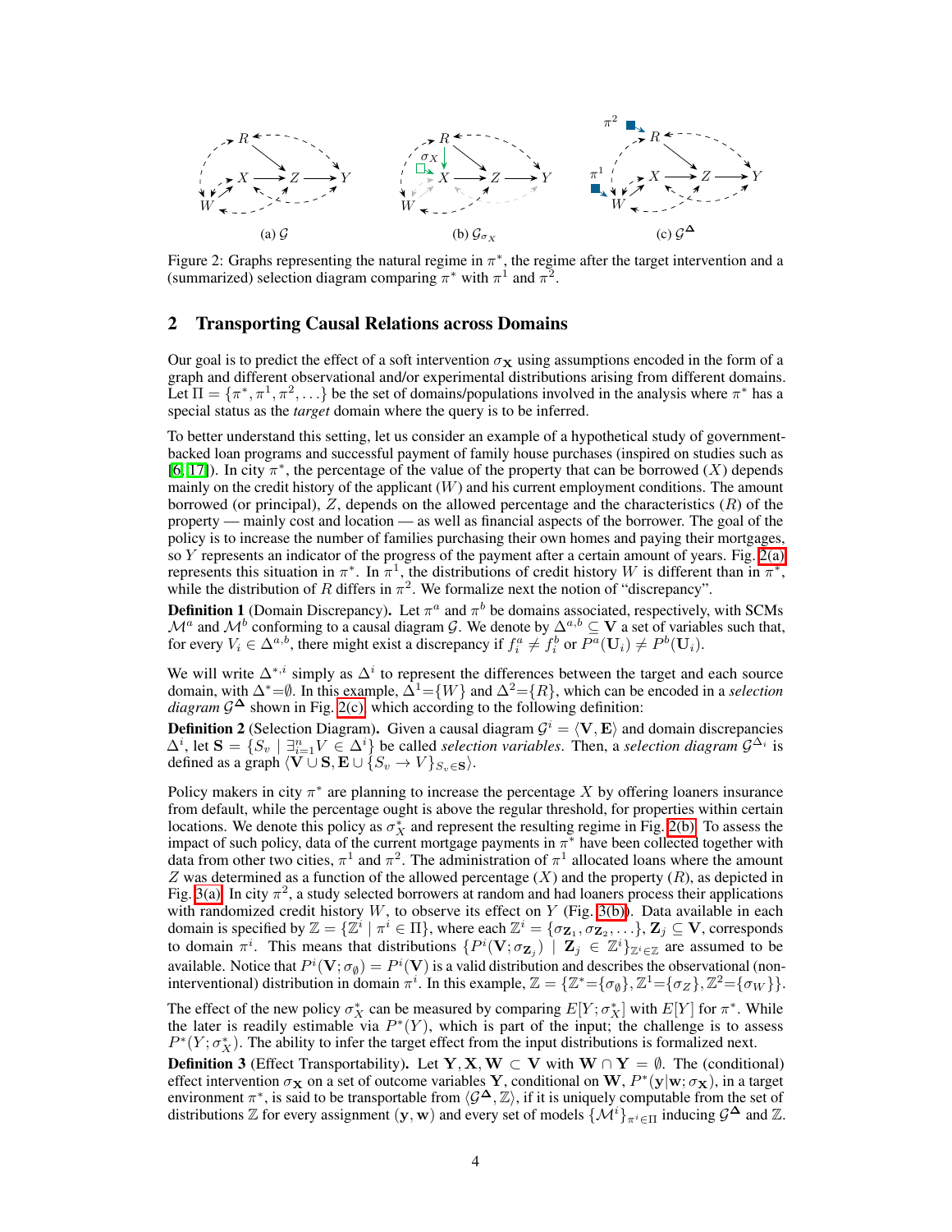R X Z Y W

(a) $\mathcal{G}$

R $\sigma_X$ X Z Y W

(b) $\mathcal{G}_{\sigma_X}$

$\pi^2$ R $\pi^1$ X Z Y W

(c) $\mathcal{G}^{\mathbf{\Delta}}$

Figure 2: Graphs representing the natural regime in $\pi^*$, the regime after the target intervention and a (summarized) selection diagram comparing $\pi^*$ with $\pi^1$ and $\pi^2$.

## 2 Transporting Causal Relations across Domains

Our goal is to predict the effect of a soft intervention $\sigma_{\mathbf{X}}$ using assumptions encoded in the form of a graph and different observational and/or experimental distributions arising from different domains. Let $\Pi = \{\pi^*, \pi^1, \pi^2, \ldots\}$ be the set of domains/populations involved in the analysis where $\pi^*$ has a special status as the *target* domain where the query is to be inferred.

To better understand this setting, let us consider an example of a hypothetical study of government-backed loan programs and successful payment of family house purchases (inspired on studies such as [6, 17]). In city $\pi^*$, the percentage of the value of the property that can be borrowed ($X$) depends mainly on the credit history of the applicant ($W$) and his current employment conditions. The amount borrowed (or principal), $Z$, depends on the allowed percentage and the characteristics ($R$) of the property — mainly cost and location — as well as financial aspects of the borrower. The goal of the policy is to increase the number of families purchasing their own homes and paying their mortgages, so $Y$ represents an indicator of the progress of the payment after a certain amount of years. Fig. 2(a) represents this situation in $\pi^*$. In $\pi^1$, the distributions of credit history $W$ is different than in $\pi^*$, while the distribution of $R$ differs in $\pi^2$. We formalize next the notion of "discrepancy".

**Definition 1** (Domain Discrepancy)**.** Let $\pi^a$ and $\pi^b$ be domains associated, respectively, with SCMs $\mathcal{M}^a$ and $\mathcal{M}^b$ conforming to a causal diagram $\mathcal{G}$. We denote by $\Delta^{a,b} \subseteq \mathbf{V}$ a set of variables such that, for every $V_i \in \Delta^{a,b}$, there might exist a discrepancy if $f_i^a \neq f_i^b$ or $P^a(\mathbf{U}_i) \neq P^b(\mathbf{U}_i)$.

We will write $\Delta^{*,i}$ simply as $\Delta^i$ to represent the differences between the target and each source domain, with $\Delta^*=\emptyset$. In this example, $\Delta^1=\{W\}$ and $\Delta^2=\{R\}$, which can be encoded in a *selection diagram* $\mathcal{G}^{\mathbf{\Delta}}$ shown in Fig. 2(c), which according to the following definition:

**Definition 2** (Selection Diagram)**.** Given a causal diagram $\mathcal{G}^i = \langle \mathbf{V}, \mathbf{E} \rangle$ and domain discrepancies $\Delta^i$, let $\mathbf{S} = \{S_v \mid \exists_{i=1}^n V \in \Delta^i\}$ be called *selection variables*. Then, a *selection diagram* $\mathcal{G}^{\Delta_i}$ is defined as a graph $\langle \mathbf{V} \cup \mathbf{S}, \mathbf{E} \cup \{S_v \to V\}_{S_v \in \mathbf{S}} \rangle$.

Policy makers in city $\pi^*$ are planning to increase the percentage $X$ by offering loaners insurance from default, while the percentage ought is above the regular threshold, for properties within certain locations. We denote this policy as $\sigma_X^*$ and represent the resulting regime in Fig. 2(b). To assess the impact of such policy, data of the current mortgage payments in $\pi^*$ have been collected together with data from other two cities, $\pi^1$ and $\pi^2$. The administration of $\pi^1$ allocated loans where the amount $Z$ was determined as a function of the allowed percentage ($X$) and the property ($R$), as depicted in Fig. 3(a). In city $\pi^2$, a study selected borrowers at random and had loaners process their applications with randomized credit history $W$, to observe its effect on $Y$ (Fig. 3(b)). Data available in each domain is specified by $\mathbb{Z} = \{\mathbb{Z}^i \mid \pi^i \in \Pi\}$, where each $\mathbb{Z}^i = \{\sigma_{\mathbf{Z}_1}, \sigma_{\mathbf{Z}_2}, \ldots\}$, $\mathbf{Z}_j \subseteq \mathbf{V}$, corresponds to domain $\pi^i$. This means that distributions $\{P^i(\mathbf{V}; \sigma_{\mathbf{Z}_j}) \mid \mathbf{Z}_j \in \mathbb{Z}^i\}_{\mathbb{Z}^i \in \mathbb{Z}}$ are assumed to be available. Notice that $P^i(\mathbf{V}; \sigma_\emptyset) = P^i(\mathbf{V})$ is a valid distribution and describes the observational (non-interventional) distribution in domain $\pi^i$. In this example, $\mathbb{Z} = \{\mathbb{Z}^*=\{\sigma_\emptyset\}, \mathbb{Z}^1=\{\sigma_Z\}, \mathbb{Z}^2=\{\sigma_W\}\}$.

The effect of the new policy $\sigma_X^*$ can be measured by comparing $E[Y; \sigma_X^*]$ with $E[Y]$ for $\pi^*$. While the later is readily estimable via $P^*(Y)$, which is part of the input; the challenge is to assess $P^*(Y; \sigma_X^*)$. The ability to infer the target effect from the input distributions is formalized next.

**Definition 3** (Effect Transportability)**.** Let $\mathbf{Y}, \mathbf{X}, \mathbf{W} \subset \mathbf{V}$ with $\mathbf{W} \cap \mathbf{Y} = \emptyset$. The (conditional) effect intervention $\sigma_{\mathbf{X}}$ on a set of outcome variables $\mathbf{Y}$, conditional on $\mathbf{W}$, $P^*(\mathbf{y}|\mathbf{w}; \sigma_{\mathbf{X}})$, in a target environment $\pi^*$, is said to be transportable from $\langle \mathcal{G}^{\mathbf{\Delta}}, \mathbb{Z} \rangle$, if it is uniquely computable from the set of distributions $\mathbb{Z}$ for every assignment $(\mathbf{y}, \mathbf{w})$ and every set of models $\{\mathcal{M}^i\}_{\pi^i \in \Pi}$ inducing $\mathcal{G}^{\mathbf{\Delta}}$ and $\mathbb{Z}$.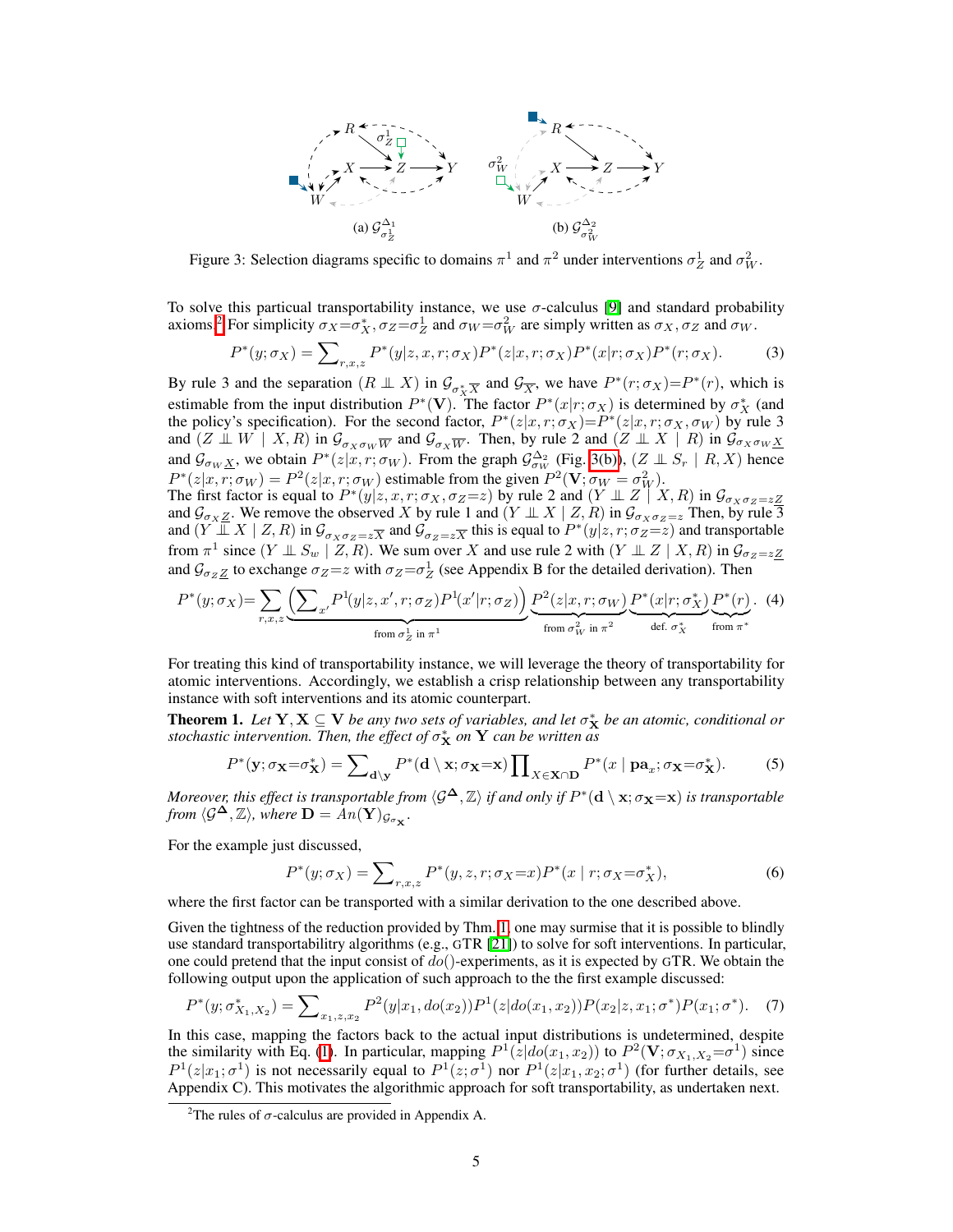(a) $\mathcal{G}^{\Delta_1}_{\sigma^1_Z}$

(b) $\mathcal{G}^{\Delta_2}_{\sigma^2_W}$

Figure 3: Selection diagrams specific to domains $\pi^1$ and $\pi^2$ under interventions $\sigma^1_Z$ and $\sigma^2_W$.

To solve this particual transportability instance, we use $\sigma$-calculus [9] and standard probability axioms.[2] For simplicity $\sigma_X{=}\sigma^*_X$, $\sigma_Z{=}\sigma^1_Z$ and $\sigma_W{=}\sigma^2_W$ are simply written as $\sigma_X, \sigma_Z$ and $\sigma_W$.

$$P^*(y;\sigma_X) = \sum_{r,x,z} P^*(y|z,x,r;\sigma_X)P^*(z|x,r;\sigma_X)P^*(x|r;\sigma_X)P^*(r;\sigma_X). \tag{3}$$

By rule 3 and the separation $(R \perp\!\!\!\perp X)$ in $\mathcal{G}_{\sigma^*_X \overline{X}}$ and $\mathcal{G}_{\overline{X}}$, we have $P^*(r;\sigma_X){=}P^*(r)$, which is estimable from the input distribution $P^*(\mathbf{V})$. The factor $P^*(x|r;\sigma_X)$ is determined by $\sigma^*_X$ (and the policy's specification). For the second factor, $P^*(z|x,r;\sigma_X){=}P^*(z|x,r;\sigma_X,\sigma_W)$ by rule 3 and $(Z \perp\!\!\!\perp W \mid X,R)$ in $\mathcal{G}_{\sigma_X\sigma_W\overline{W}}$ and $\mathcal{G}_{\sigma_X\overline{W}}$. Then, by rule 2 and $(Z \perp\!\!\!\perp X \mid R)$ in $\mathcal{G}_{\sigma_X\sigma_W\underline{X}}$ and $\mathcal{G}_{\sigma_W\underline{X}}$, we obtain $P^*(z|x,r;\sigma_W)$. From the graph $\mathcal{G}^{\Delta_2}_{\sigma_W}$ (Fig. 3(b)), $(Z \perp\!\!\!\perp S_r \mid R,X)$ hence $P^*(z|x,r;\sigma_W) = P^2(z|x,r;\sigma_W)$ estimable from the given $P^2(\mathbf{V};\sigma_W = \sigma^2_W)$.
The first factor is equal to $P^*(y|z,x,r;\sigma_X,\sigma_Z{=}z)$ by rule 2 and $(Y \perp\!\!\!\perp Z \mid X,R)$ in $\mathcal{G}_{\sigma_X\sigma_Z=z\underline{Z}}$ and $\mathcal{G}_{\sigma_X\underline{Z}}$. We remove the observed $X$ by rule 1 and $(Y \perp\!\!\!\perp X \mid Z,R)$ in $\mathcal{G}_{\sigma_X\sigma_Z=z}$. Then, by rule 3 and $(Y \perp\!\!\!\perp X \mid Z,R)$ in $\mathcal{G}_{\sigma_X\sigma_Z=z\overline{X}}$ and $\mathcal{G}_{\sigma_Z=z\overline{X}}$ this is equal to $P^*(y|z,r;\sigma_Z{=}z)$ and transportable from $\pi^1$ since $(Y \perp\!\!\!\perp S_w \mid Z,R)$. We sum over $X$ and use rule 2 with $(Y \perp\!\!\!\perp Z \mid X,R)$ in $\mathcal{G}_{\sigma_Z=z\underline{Z}}$ and $\mathcal{G}_{\sigma_Z\underline{Z}}$ to exchange $\sigma_Z{=}z$ with $\sigma_Z{=}\sigma^1_Z$ (see Appendix B for the detailed derivation). Then

$$P^*(y;\sigma_X){=}\sum_{r,x,z}\underbrace{\left(\sum_{x'}P^1(y|z,x',r;\sigma_Z)P^1(x'|r;\sigma_Z)\right)}_{\text{from } \sigma^1_Z \text{ in } \pi^1}\underbrace{P^2(z|x,r;\sigma_W)}_{\text{from } \sigma^2_W \text{ in } \pi^2}\underbrace{P^*(x|r;\sigma^*_X)}_{\text{def. } \sigma^*_X}\underbrace{P^*(r)}_{\text{from } \pi^*}. \tag{4}$$

For treating this kind of transportability instance, we will leverage the theory of transportability for atomic interventions. Accordingly, we establish a crisp relationship between any transportability instance with soft interventions and its atomic counterpart.

**Theorem 1.** *Let $\mathbf{Y},\mathbf{X} \subseteq \mathbf{V}$ be any two sets of variables, and let $\sigma^*_{\mathbf{X}}$ be an atomic, conditional or stochastic intervention. Then, the effect of $\sigma^*_{\mathbf{X}}$ on $\mathbf{Y}$ can be written as*

$$P^*(\mathbf{y};\sigma_{\mathbf{X}}{=}\sigma^*_{\mathbf{X}}) = \sum_{\mathbf{d}\setminus\mathbf{y}} P^*(\mathbf{d}\setminus\mathbf{x};\sigma_{\mathbf{X}}{=}\mathbf{x})\prod_{X\in\mathbf{X}\cap\mathbf{D}} P^*(x \mid \mathbf{pa}_x;\sigma_{\mathbf{X}}{=}\sigma^*_{\mathbf{X}}). \tag{5}$$

*Moreover, this effect is transportable from $\langle \mathcal{G}^{\mathbf{\Delta}}, \mathbb{Z}\rangle$ if and only if $P^*(\mathbf{d}\setminus\mathbf{x};\sigma_{\mathbf{X}}{=}\mathbf{x})$ is transportable from $\langle \mathcal{G}^{\mathbf{\Delta}}, \mathbb{Z}\rangle$, where $\mathbf{D} = An(\mathbf{Y})_{\mathcal{G}_{\sigma_{\mathbf{X}}}}$.*

For the example just discussed,

$$P^*(y;\sigma_X) = \sum_{r,x,z} P^*(y,z,r;\sigma_X{=}x)P^*(x \mid r;\sigma_X{=}\sigma^*_X), \tag{6}$$

where the first factor can be transported with a similar derivation to the one described above.

Given the tightness of the reduction provided by Thm. 1, one may surmise that it is possible to blindly use standard transportabilitry algorithms (e.g., GTR [21]) to solve for soft interventions. In particular, one could pretend that the input consist of $do()$-experiments, as it is expected by GTR. We obtain the following output upon the application of such approach to the the first example discussed:

$$P^*(y;\sigma^*_{X_1,X_2}) = \sum_{x_1,z,x_2} P^2(y|x_1,do(x_2))P^1(z|do(x_1,x_2))P(x_2|z,x_1;\sigma^*)P(x_1;\sigma^*). \tag{7}$$

In this case, mapping the factors back to the actual input distributions is undetermined, despite the similarity with Eq. (1). In particular, mapping $P^1(z|do(x_1,x_2))$ to $P^2(\mathbf{V};\sigma_{X_1,X_2}{=}\sigma^1)$ since $P^1(z|x_1;\sigma^1)$ is not necessarily equal to $P^1(z;\sigma^1)$ nor $P^1(z|x_1,x_2;\sigma^1)$ (for further details, see Appendix C). This motivates the algorithmic approach for soft transportability, as undertaken next.

[2] The rules of $\sigma$-calculus are provided in Appendix A.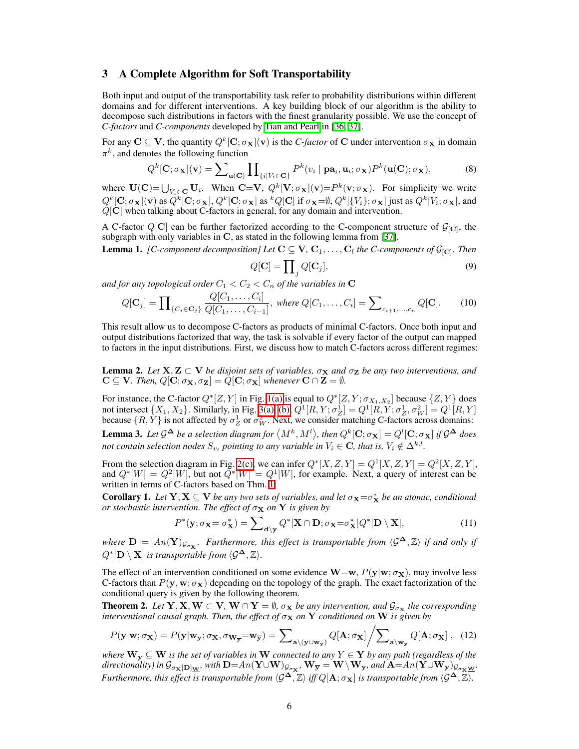## 3 A Complete Algorithm for Soft Transportability

Both input and output of the transportability task refer to probability distributions within different domains and for different interventions. A key building block of our algorithm is the ability to decompose such distributions in factors with the finest granularity possible. We use the concept of *C-factors* and *C-components* developed by Tian and Pearl in [36, 37].

For any $\mathbf{C} \subseteq \mathbf{V}$, the quantity $Q^k[\mathbf{C}; \sigma_\mathbf{X}](\mathbf{v})$ is the *C-factor* of $\mathbf{C}$ under intervention $\sigma_\mathbf{X}$ in domain $\pi^k$, and denotes the following function

$$Q^k[\mathbf{C}; \sigma_\mathbf{X}](\mathbf{v}) = \sum_{\mathbf{u}(\mathbf{C})} \prod_{\{i | V_i \in \mathbf{C}\}} P^k(v_i \mid \mathbf{pa}_i, \mathbf{u}_i; \sigma_\mathbf{X}) P^k(\mathbf{u}(\mathbf{C}); \sigma_\mathbf{X}), \tag{8}$$

where $\mathbf{U}(\mathbf{C}) = \bigcup_{V_i \in \mathbf{C}} \mathbf{U}_i$. When $\mathbf{C}{=}\mathbf{V}$, $Q^k[\mathbf{V}; \sigma_\mathbf{X}](\mathbf{v}){=}P^k(\mathbf{v}; \sigma_\mathbf{X})$. For simplicity we write $Q^k[\mathbf{C}; \sigma_\mathbf{X}](\mathbf{v})$ as $Q^k[\mathbf{C}; \sigma_\mathbf{X}]$, $Q^k[\mathbf{C}; \sigma_\mathbf{X}]$ as ${}^kQ[\mathbf{C}]$ if $\sigma_\mathbf{X}{=}\emptyset$, $Q^k[\{V_i\}; \sigma_\mathbf{X}]$ just as $Q^k[V_i; \sigma_\mathbf{X}]$, and $Q[\mathbf{C}]$ when talking about C-factors in general, for any domain and intervention.

A C-factor $Q[\mathbf{C}]$ can be further factorized according to the C-component structure of $\mathcal{G}_{[\mathbf{C}]}$, the subgraph with only variables in $\mathbf{C}$, as stated in the following lemma from [37].

**Lemma 1.** *[C-component decomposition] Let $\mathbf{C} \subseteq \mathbf{V}$, $\mathbf{C}_1, \ldots, \mathbf{C}_l$ the C-components of $\mathcal{G}_{[\mathbf{C}]}$. Then*

$$Q[\mathbf{C}] = \prod_j Q[\mathbf{C}_j], \tag{9}$$

*and for any topological order $C_1 < C_2 < C_n$ of the variables in $\mathbf{C}$*

$$Q[\mathbf{C}_j] = \prod_{\{C_i \in \mathbf{C}_j\}} \frac{Q[C_1, \ldots, C_i]}{Q[C_1, \ldots, C_{i-1}]}, \text{ where } Q[C_1, \ldots, C_i] = \sum_{c_{i+1}, \ldots, c_n} Q[\mathbf{C}]. \tag{10}$$

This result allow us to decompose C-factors as products of minimal C-factors. Once both input and output distributions factorized that way, the task is solvable if every factor of the output can mapped to factors in the input distributions. First, we discuss how to match C-factors across different regimes:

**Lemma 2.** *Let $\mathbf{X}, \mathbf{Z} \subset \mathbf{V}$ be disjoint sets of variables, $\sigma_\mathbf{X}$ and $\sigma_\mathbf{Z}$ be any two interventions, and $\mathbf{C} \subseteq \mathbf{V}$. Then, $Q[\mathbf{C}; \sigma_\mathbf{X}, \sigma_\mathbf{Z}] = Q[\mathbf{C}; \sigma_\mathbf{X}]$ whenever $\mathbf{C} \cap \mathbf{Z} = \emptyset$.*

For instance, the C-factor $Q^*[Z, Y]$ in Fig. 1(a) is equal to $Q^*[Z, Y; \sigma_{X_1, X_2}]$ because $\{Z, Y\}$ does not intersect $\{X_1, X_2\}$. Similarly, in Fig. 3(a),(b), $Q^1[R, Y; \sigma_Z^1] = Q^1[R, Y; \sigma_Z^1, \sigma_W^2] = Q^1[R, Y]$ because $\{R, Y\}$ is not affected by $\sigma_Z^1$ or $\sigma_W^2$. Next, we consider matching C-factors across domains:

**Lemma 3.** *Let $\mathcal{G}^{\mathbf{\Delta}}$ be a selection diagram for $\langle M^k, M^l \rangle$, then $Q^k[\mathbf{C}; \sigma_\mathbf{X}] = Q^l[\mathbf{C}; \sigma_\mathbf{X}]$ if $\mathcal{G}^{\mathbf{\Delta}}$ does not contain selection nodes $S_{v_i}$ pointing to any variable in $V_i \in \mathbf{C}$, that is, $V_i \notin \Delta^{k,l}$.*

From the selection diagram in Fig. 2(c), we can infer $Q^*[X, Z, Y] = Q^1[X, Z, Y] = Q^2[X, Z, Y]$, and $Q^*[W] = Q^2[W]$, but not $Q^*[W] = Q^1[W]$, for example. Next, a query of interest can be written in terms of C-factors based on Thm. 1:

**Corollary 1.** *Let $\mathbf{Y}, \mathbf{X} \subseteq \mathbf{V}$ be any two sets of variables, and let $\sigma_\mathbf{X}{=}\sigma^*_\mathbf{X}$ be an atomic, conditional or stochastic intervention. The effect of $\sigma_\mathbf{X}$ on $\mathbf{Y}$ is given by*

$$P^*(\mathbf{y}; \sigma_\mathbf{X}{=}\,\sigma^*_\mathbf{X}) = \sum_{\mathbf{d} \setminus \mathbf{y}} Q^*[\mathbf{X} \cap \mathbf{D}; \sigma_\mathbf{X}{=}\sigma^*_\mathbf{X}] Q^*[\mathbf{D} \setminus \mathbf{X}], \tag{11}$$

*where $\mathbf{D} = An(\mathbf{Y})_{\mathcal{G}_{\sigma_\mathbf{X}}}$. Furthermore, this effect is transportable from $\langle \mathcal{G}^{\mathbf{\Delta}}, \mathbb{Z} \rangle$ if and only if $Q^*[\mathbf{D} \setminus \mathbf{X}]$ is transportable from $\langle \mathcal{G}^{\mathbf{\Delta}}, \mathbb{Z} \rangle$.*

The effect of an intervention conditioned on some evidence $\mathbf{W}{=}\mathbf{w}$, $P(\mathbf{y}|\mathbf{w}; \sigma_\mathbf{X})$, may involve less C-factors than $P(\mathbf{y}, \mathbf{w}; \sigma_\mathbf{X})$ depending on the topology of the graph. The exact factorization of the conditional query is given by the following theorem.

**Theorem 2.** *Let $\mathbf{Y}, \mathbf{X}, \mathbf{W} \subset \mathbf{V}$, $\mathbf{W} \cap \mathbf{Y} = \emptyset$, $\sigma_\mathbf{X}$ be any intervention, and $\mathcal{G}_{\sigma_\mathbf{X}}$ the corresponding interventional causal graph. Then, the effect of $\sigma_\mathbf{X}$ on $\mathbf{Y}$ conditioned on $\mathbf{W}$ is given by*

$$P(\mathbf{y}|\mathbf{w}; \sigma_\mathbf{X}) = P(\mathbf{y}|\mathbf{w}_\mathbf{y}; \sigma_\mathbf{X}, \sigma_{\mathbf{W}_{\overline{\mathbf{y}}}}{=}\mathbf{w}_{\overline{\mathbf{y}}}) = \sum_{\mathbf{a} \setminus (\mathbf{y} \cup \mathbf{w}_\mathbf{y})} Q[\mathbf{A}; \sigma_\mathbf{X}] \Big/ \sum_{\mathbf{a} \setminus \mathbf{w}_\mathbf{y}} Q[\mathbf{A}; \sigma_\mathbf{X}], \tag{12}$$

*where $\mathbf{W}_\mathbf{y} \subseteq \mathbf{W}$ is the set of variables in $\mathbf{W}$ connected to any $Y \in \mathbf{Y}$ by any path (regardless of the directionality) in $\mathcal{G}_{\sigma_\mathbf{X}[\mathbf{D}]_{\underline{\mathbf{W}}}}$, with $\mathbf{D}{=}An(\mathbf{Y} \cup \mathbf{W})_{\mathcal{G}_{\sigma_\mathbf{X}}}$, $\mathbf{W}_{\overline{\mathbf{y}}} = \mathbf{W} \setminus \mathbf{W}_\mathbf{y}$, and $\mathbf{A}{=}An(\mathbf{Y} \cup \mathbf{W}_\mathbf{y})_{\mathcal{G}_{\sigma_\mathbf{X}\underline{\mathbf{W}}}}$. Furthermore, this effect is transportable from $\langle \mathcal{G}^{\mathbf{\Delta}}, \mathbb{Z} \rangle$ iff $Q[\mathbf{A}; \sigma_\mathbf{X}]$ is transportable from $\langle \mathcal{G}^{\mathbf{\Delta}}, \mathbb{Z} \rangle$.*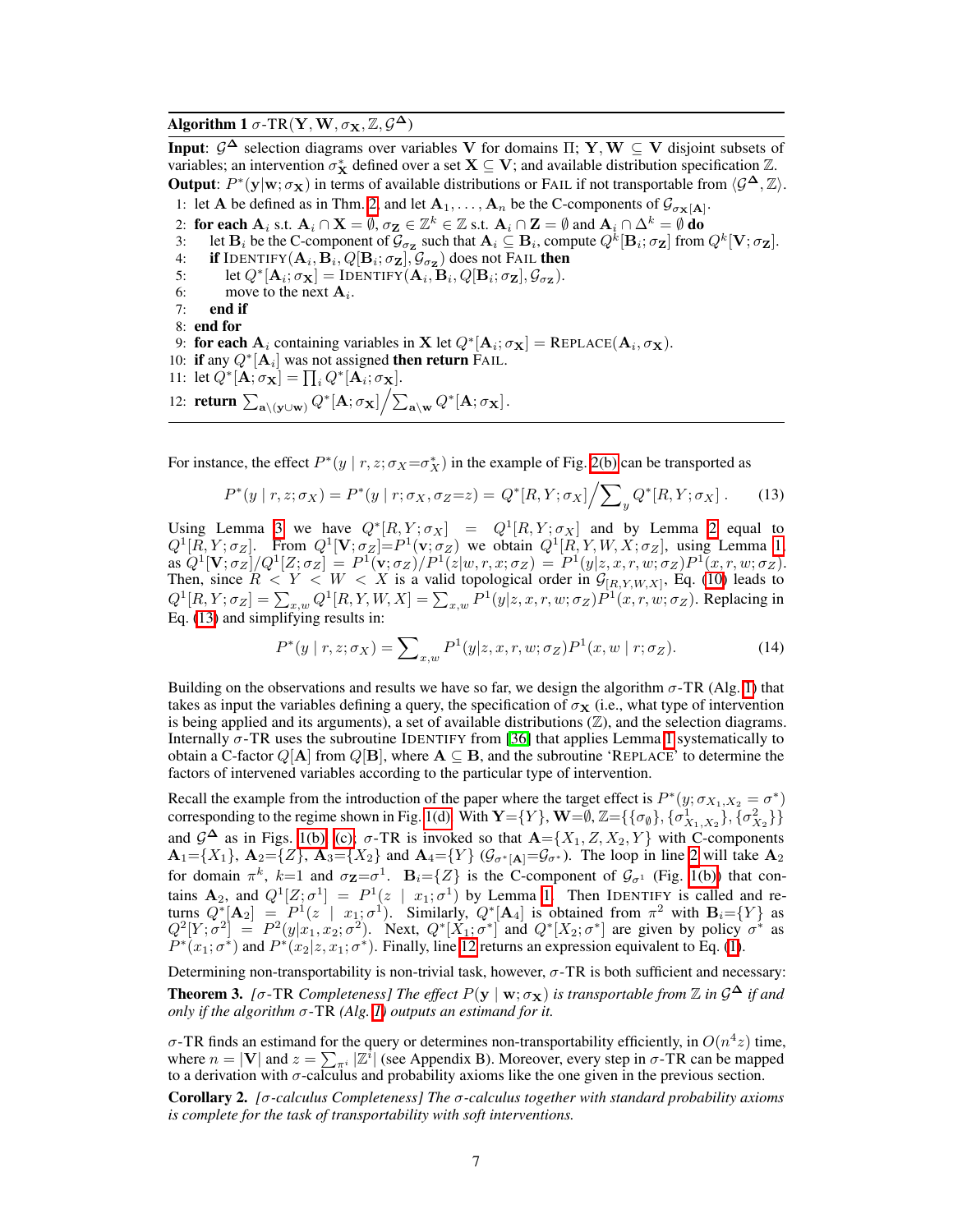**Algorithm 1** $\sigma$-TR$(\mathbf{Y}, \mathbf{W}, \sigma_{\mathbf{X}}, \mathbb{Z}, \mathcal{G}^{\mathbf{\Delta}})$

**Input**: $\mathcal{G}^{\mathbf{\Delta}}$ selection diagrams over variables $\mathbf{V}$ for domains $\Pi$; $\mathbf{Y}, \mathbf{W} \subseteq \mathbf{V}$ disjoint subsets of variables; an intervention $\sigma^*_{\mathbf{X}}$ defined over a set $\mathbf{X} \subseteq \mathbf{V}$; and available distribution specification $\mathbb{Z}$.
**Output**: $P^*(\mathbf{y}|\mathbf{w}; \sigma_{\mathbf{X}})$ in terms of available distributions or FAIL if not transportable from $\langle \mathcal{G}^{\mathbf{\Delta}}, \mathbb{Z} \rangle$.

1: let $\mathbf{A}$ be defined as in Thm. 2 and let $\mathbf{A}_1, \ldots, \mathbf{A}_n$ be the C-components of $\mathcal{G}_{\sigma_{\mathbf{X}}[\mathbf{A}]}$.
2: **for each** $\mathbf{A}_i$ s.t. $\mathbf{A}_i \cap \mathbf{X} = \emptyset$, $\sigma_{\mathbf{Z}} \in \mathbb{Z}^k \in \mathbb{Z}$ s.t. $\mathbf{A}_i \cap \mathbf{Z} = \emptyset$ and $\mathbf{A}_i \cap \Delta^k = \emptyset$ **do**
3: let $\mathbf{B}_i$ be the C-component of $\mathcal{G}_{\sigma_{\mathbf{Z}}}$ such that $\mathbf{A}_i \subseteq \mathbf{B}_i$, compute $Q^k[\mathbf{B}_i; \sigma_{\mathbf{Z}}]$ from $Q^k[\mathbf{V}; \sigma_{\mathbf{Z}}]$.
4: **if** IDENTIFY$(\mathbf{A}_i, \mathbf{B}_i, Q[\mathbf{B}_i; \sigma_{\mathbf{Z}}], \mathcal{G}_{\sigma_{\mathbf{Z}}})$ does not FAIL **then**
5: let $Q^*[\mathbf{A}_i; \sigma_{\mathbf{X}}] = $ IDENTIFY$(\mathbf{A}_i, \mathbf{B}_i, Q[\mathbf{B}_i; \sigma_{\mathbf{Z}}], \mathcal{G}_{\sigma_{\mathbf{Z}}})$.
6: move to the next $\mathbf{A}_i$.
7: **end if**
8: **end for**
9: **for each** $\mathbf{A}_i$ containing variables in $\mathbf{X}$ let $Q^*[\mathbf{A}_i; \sigma_{\mathbf{X}}] = $ REPLACE$(\mathbf{A}_i, \sigma_{\mathbf{X}})$.
10: **if** any $Q^*[\mathbf{A}_i]$ was not assigned **then return** FAIL.
11: let $Q^*[\mathbf{A}; \sigma_{\mathbf{X}}] = \prod_i Q^*[\mathbf{A}_i; \sigma_{\mathbf{X}}]$.
12: **return** $\sum_{\mathbf{a} \setminus (\mathbf{y} \cup \mathbf{w})} Q^*[\mathbf{A}; \sigma_{\mathbf{X}}] \Big/ \sum_{\mathbf{a} \setminus \mathbf{w}} Q^*[\mathbf{A}; \sigma_{\mathbf{X}}]$.

For instance, the effect $P^*(y \mid r, z; \sigma_X{=}\sigma^*_X)$ in the example of Fig. 2(b) can be transported as

$$P^*(y \mid r, z; \sigma_X) = P^*(y \mid r; \sigma_X, \sigma_Z{=}z) = Q^*[R, Y; \sigma_X] \Big/ \sum\nolimits_y Q^*[R, Y; \sigma_X]\,. \tag{13}$$

Using Lemma 3 we have $Q^*[R, Y; \sigma_X] = Q^1[R, Y; \sigma_X]$ and by Lemma 2 equal to $Q^1[R, Y; \sigma_Z]$. From $Q^1[\mathbf{V}; \sigma_Z]{=}P^1(\mathbf{v}; \sigma_Z)$ we obtain $Q^1[R, Y, W, X; \sigma_Z]$, using Lemma 1, as $Q^1[\mathbf{V}; \sigma_Z]/Q^1[Z; \sigma_Z] = P^1(\mathbf{v}; \sigma_Z)/P^1(z|w, r, x; \sigma_Z) = P^1(y|z, x, r, w; \sigma_Z)P^1(x, r, w; \sigma_Z)$. Then, since $R < Y < W < X$ is a valid topological order in $\mathcal{G}_{[R,Y,W,X]}$, Eq. (10) leads to $Q^1[R, Y; \sigma_Z] = \sum_{x,w} Q^1[R, Y, W, X] = \sum_{x,w} P^1(y|z, x, r, w; \sigma_Z)P^1(x, r, w; \sigma_Z)$. Replacing in Eq. (13) and simplifying results in:

$$P^*(y \mid r, z; \sigma_X) = \sum\nolimits_{x,w} P^1(y|z, x, r, w; \sigma_Z)P^1(x, w \mid r; \sigma_Z). \tag{14}$$

Building on the observations and results we have so far, we design the algorithm $\sigma$-TR (Alg. 1) that takes as input the variables defining a query, the specification of $\sigma_{\mathbf{X}}$ (i.e., what type of intervention is being applied and its arguments), a set of available distributions ($\mathbb{Z}$), and the selection diagrams. Internally $\sigma$-TR uses the subroutine IDENTIFY from [36] that applies Lemma 1 systematically to obtain a C-factor $Q[\mathbf{A}]$ from $Q[\mathbf{B}]$, where $\mathbf{A} \subseteq \mathbf{B}$, and the subroutine 'REPLACE' to determine the factors of intervened variables according to the particular type of intervention.

Recall the example from the introduction of the paper where the target effect is $P^*(y; \sigma_{X_1,X_2} = \sigma^*)$ corresponding to the regime shown in Fig. 1(d). With $\mathbf{Y}{=}\{Y\}$, $\mathbf{W}{=}\emptyset$, $\mathbb{Z}{=}\{\{\sigma_\emptyset\}, \{\sigma^1_{X_1,X_2}\}, \{\sigma^2_{X_2}\}\}$ and $\mathcal{G}^{\mathbf{\Delta}}$ as in Figs. 1(b), (c), $\sigma$-TR is invoked so that $\mathbf{A}{=}\{X_1, Z, X_2, Y\}$ with C-components $\mathbf{A}_1{=}\{X_1\}$, $\mathbf{A}_2{=}\{Z\}$, $\mathbf{A}_3{=}\{X_2\}$ and $\mathbf{A}_4{=}\{Y\}$ ($\mathcal{G}_{\sigma^*[\mathbf{A}]}{=}\mathcal{G}_{\sigma^*}$). The loop in line 2 will take $\mathbf{A}_2$ for domain $\pi^k$, $k{=}1$ and $\sigma_{\mathbf{Z}}{=}\sigma^1$. $\mathbf{B}_i{=}\{Z\}$ is the C-component of $\mathcal{G}_{\sigma^1}$ (Fig. 1(b)) that contains $\mathbf{A}_2$, and $Q^1[Z; \sigma^1] = P^1(z \mid x_1; \sigma^1)$ by Lemma 1. Then IDENTIFY is called and returns $Q^*[\mathbf{A}_2] = P^1(z \mid x_1; \sigma^1)$. Similarly, $Q^*[\mathbf{A}_4]$ is obtained from $\pi^2$ with $\mathbf{B}_i{=}\{Y\}$ as $Q^2[Y; \sigma^2] = P^2(y|x_1, x_2, z; \sigma^2)$. Next, $Q^*[X_1; \sigma^*]$ and $Q^*[X_2; \sigma^*]$ are given by policy $\sigma^*$ as $P^*(x_1; \sigma^*)$ and $P^*(x_2|z, x_1; \sigma^*)$. Finally, line 12 returns an expression equivalent to Eq. (1).

Determining non-transportability is non-trivial task, however, $\sigma$-TR is both sufficient and necessary:

**Theorem 3.** *[$\sigma$-TR Completeness] The effect $P(\mathbf{y} \mid \mathbf{w}; \sigma_{\mathbf{X}})$ is transportable from $\mathbb{Z}$ in $\mathcal{G}^{\mathbf{\Delta}}$ if and only if the algorithm $\sigma$-TR (Alg. 1) outputs an estimand for it.*

$\sigma$-TR finds an estimand for the query or determines non-transportability efficiently, in $O(n^4 z)$ time, where $n = |\mathbf{V}|$ and $z = \sum_{\pi^i} |\mathbb{Z}^i|$ (see Appendix B). Moreover, every step in $\sigma$-TR can be mapped to a derivation with $\sigma$-calculus and probability axioms like the one given in the previous section.

**Corollary 2.** *[$\sigma$-calculus Completeness] The $\sigma$-calculus together with standard probability axioms is complete for the task of transportability with soft interventions.*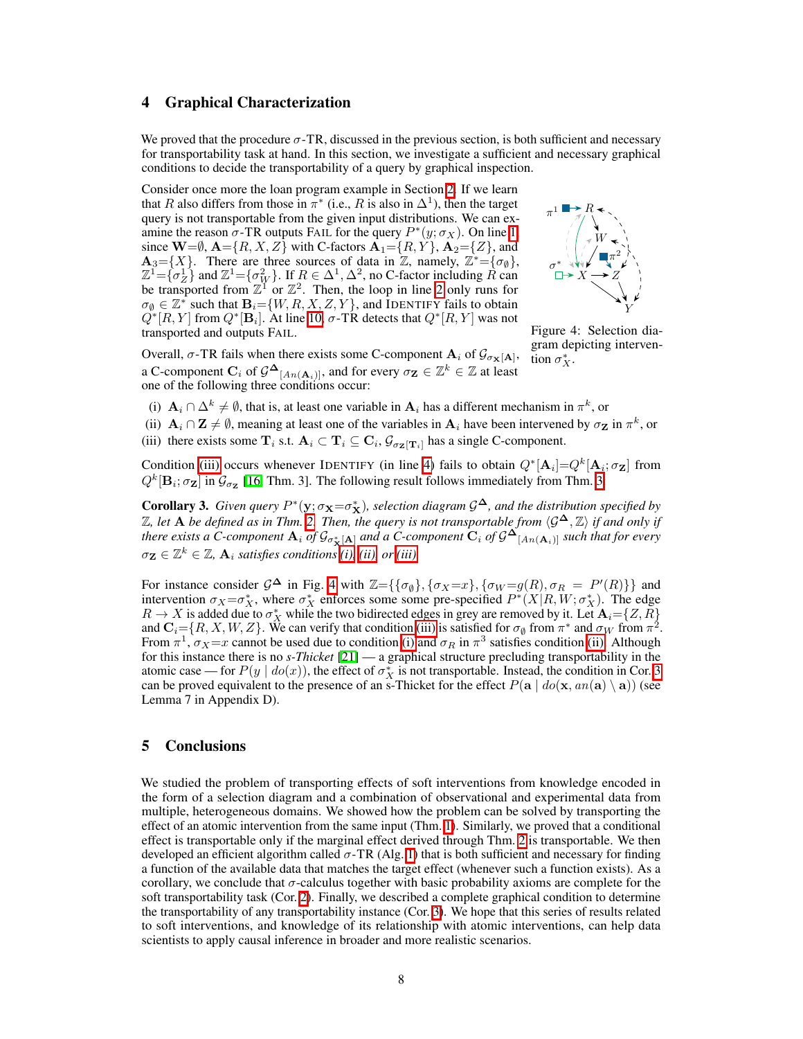## 4 Graphical Characterization

We proved that the procedure $\sigma$-TR, discussed in the previous section, is both sufficient and necessary for transportability task at hand. In this section, we investigate a sufficient and necessary graphical conditions to decide the transportability of a query by graphical inspection.

Consider once more the loan program example in Section 2. If we learn that $R$ also differs from those in $\pi^*$ (i.e., $R$ is also in $\Delta^1$), then the target query is not transportable from the given input distributions. We can examine the reason $\sigma$-TR outputs FAIL for the query $P^*(y; \sigma_X)$. On line 1 since $\mathbf{W}=\emptyset$, $\mathbf{A}=\{R, X, Z\}$ with C-factors $\mathbf{A}_1=\{R, Y\}$, $\mathbf{A}_2=\{Z\}$, and $\mathbf{A}_3=\{X\}$. There are three sources of data in $\mathbb{Z}$, namely, $\mathbb{Z}^*=\{\sigma_\emptyset\}$, $\mathbb{Z}^1=\{\sigma_Z^1\}$ and $\mathbb{Z}^1=\{\sigma_W^2\}$. If $R \in \Delta^1, \Delta^2$, no C-factor including $R$ can be transported from $\mathbb{Z}^1$ or $\mathbb{Z}^2$. Then, the loop in line 2 only runs for $\sigma_\emptyset \in \mathbb{Z}^*$ such that $\mathbf{B}_i=\{W, R, X, Z, Y\}$, and IDENTIFY fails to obtain $Q^*[R, Y]$ from $Q^*[\mathbf{B}_i]$. At line 10, $\sigma$-TR detects that $Q^*[R, Y]$ was not transported and outputs FAIL.

Figure 4: Selection diagram depicting intervention $\sigma_X^*$.

Overall, $\sigma$-TR fails when there exists some C-component $\mathbf{A}_i$ of $\mathcal{G}_{\sigma_\mathbf{X}[\mathbf{A}]}$, a C-component $\mathbf{C}_i$ of $\mathcal{G}^{\boldsymbol{\Delta}}{}_{[An(\mathbf{A}_i)]}$, and for every $\sigma_\mathbf{Z} \in \mathbb{Z}^k \in \mathbb{Z}$ at least one of the following three conditions occur:

(i) $\mathbf{A}_i \cap \Delta^k \neq \emptyset$, that is, at least one variable in $\mathbf{A}_i$ has a different mechanism in $\pi^k$, or

(ii) $\mathbf{A}_i \cap \mathbf{Z} \neq \emptyset$, meaning at least one of the variables in $\mathbf{A}_i$ have been intervened by $\sigma_\mathbf{Z}$ in $\pi^k$, or

(iii) there exists some $\mathbf{T}_i$ s.t. $\mathbf{A}_i \subset \mathbf{T}_i \subseteq \mathbf{C}_i$, $\mathcal{G}_{\sigma_\mathbf{Z}[\mathbf{T}_i]}$ has a single C-component.

Condition (iii) occurs whenever IDENTIFY (in line 4) fails to obtain $Q^*[\mathbf{A}_i]=Q^k[\mathbf{A}_i; \sigma_\mathbf{Z}]$ from $Q^k[\mathbf{B}_i; \sigma_\mathbf{Z}]$ in $\mathcal{G}_{\sigma_\mathbf{Z}}$ [16, Thm. 3]. The following result follows immediately from Thm. 3.

**Corollary 3.** *Given query $P^*(\mathbf{y}; \sigma_\mathbf{X}=\sigma_\mathbf{X}^*)$, selection diagram $\mathcal{G}^{\boldsymbol{\Delta}}$, and the distribution specified by $\mathbb{Z}$, let $\mathbf{A}$ be defined as in Thm. 2. Then, the query is not transportable from $\langle \mathcal{G}^{\boldsymbol{\Delta}}, \mathbb{Z}\rangle$ if and only if there exists a C-component $\mathbf{A}_i$ of $\mathcal{G}_{\sigma_\mathbf{X}^*[\mathbf{A}]}$ and a C-component $\mathbf{C}_i$ of $\mathcal{G}^{\boldsymbol{\Delta}}{}_{[An(\mathbf{A}_i)]}$ such that for every $\sigma_\mathbf{Z} \in \mathbb{Z}^k \in \mathbb{Z}$, $\mathbf{A}_i$ satisfies conditions (i), (ii), or (iii).*

For instance consider $\mathcal{G}^{\boldsymbol{\Delta}}$ in Fig. 4 with $\mathbb{Z}=\{\{\sigma_\emptyset\}, \{\sigma_X=x\}, \{\sigma_W=g(R), \sigma_R = P'(R)\}\}$ and intervention $\sigma_X=\sigma_X^*$, where $\sigma_X^*$ enforces some some pre-specified $P^*(X|R, W; \sigma_X^*)$. The edge $R \to X$ is added due to $\sigma_X^*$ while the two bidirected edges in grey are removed by it. Let $\mathbf{A}_i=\{Z, R\}$ and $\mathbf{C}_i=\{R, X, W, Z\}$. We can verify that condition (iii) is satisfied for $\sigma_\emptyset$ from $\pi^*$ and $\sigma_W$ from $\pi^2$. From $\pi^1$, $\sigma_X=x$ cannot be used due to condition (i) and $\sigma_R$ in $\pi^3$ satisfies condition (ii). Although for this instance there is no *s-Thicket* [21] — a graphical structure precluding transportability in the atomic case — for $P(y \mid do(x))$, the effect of $\sigma_X^*$ is not transportable. Instead, the condition in Cor. 3 can be proved equivalent to the presence of an s-Thicket for the effect $P(\mathbf{a} \mid do(\mathbf{x}, an(\mathbf{a}) \setminus \mathbf{a}))$ (see Lemma 7 in Appendix D).

## 5 Conclusions

We studied the problem of transporting effects of soft interventions from knowledge encoded in the form of a selection diagram and a combination of observational and experimental data from multiple, heterogeneous domains. We showed how the problem can be solved by transporting the effect of an atomic intervention from the same input (Thm. 1). Similarly, we proved that a conditional effect is transportable only if the marginal effect derived through Thm. 2 is transportable. We then developed an efficient algorithm called $\sigma$-TR (Alg. 1) that is both sufficient and necessary for finding a function of the available data that matches the target effect (whenever such a function exists). As a corollary, we conclude that $\sigma$-calculus together with basic probability axioms are complete for the soft transportability task (Cor. 2). Finally, we described a complete graphical condition to determine the transportability of any transportability instance (Cor. 3). We hope that this series of results related to soft interventions, and knowledge of its relationship with atomic interventions, can help data scientists to apply causal inference in broader and more realistic scenarios.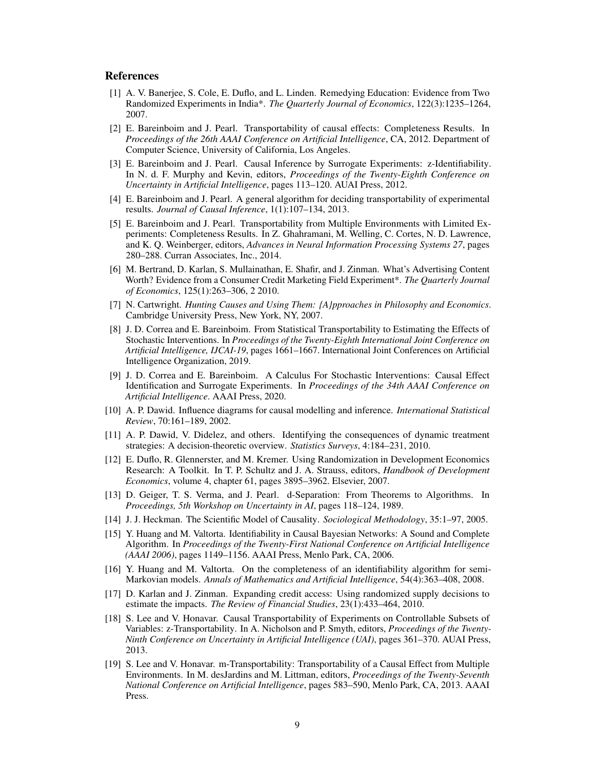## References

[1] A. V. Banerjee, S. Cole, E. Duflo, and L. Linden. Remedying Education: Evidence from Two Randomized Experiments in India*. *The Quarterly Journal of Economics*, 122(3):1235–1264, 2007.

[2] E. Bareinboim and J. Pearl. Transportability of causal effects: Completeness Results. In *Proceedings of the 26th AAAI Conference on Artificial Intelligence*, CA, 2012. Department of Computer Science, University of California, Los Angeles.

[3] E. Bareinboim and J. Pearl. Causal Inference by Surrogate Experiments: z-Identifiability. In N. d. F. Murphy and Kevin, editors, *Proceedings of the Twenty-Eighth Conference on Uncertainty in Artificial Intelligence*, pages 113–120. AUAI Press, 2012.

[4] E. Bareinboim and J. Pearl. A general algorithm for deciding transportability of experimental results. *Journal of Causal Inference*, 1(1):107–134, 2013.

[5] E. Bareinboim and J. Pearl. Transportability from Multiple Environments with Limited Experiments: Completeness Results. In Z. Ghahramani, M. Welling, C. Cortes, N. D. Lawrence, and K. Q. Weinberger, editors, *Advances in Neural Information Processing Systems 27*, pages 280–288. Curran Associates, Inc., 2014.

[6] M. Bertrand, D. Karlan, S. Mullainathan, E. Shafir, and J. Zinman. What's Advertising Content Worth? Evidence from a Consumer Credit Marketing Field Experiment*. *The Quarterly Journal of Economics*, 125(1):263–306, 2 2010.

[7] N. Cartwright. *Hunting Causes and Using Them: {A}pproaches in Philosophy and Economics*. Cambridge University Press, New York, NY, 2007.

[8] J. D. Correa and E. Bareinboim. From Statistical Transportability to Estimating the Effects of Stochastic Interventions. In *Proceedings of the Twenty-Eighth International Joint Conference on Artificial Intelligence, IJCAI-19*, pages 1661–1667. International Joint Conferences on Artificial Intelligence Organization, 2019.

[9] J. D. Correa and E. Bareinboim. A Calculus For Stochastic Interventions: Causal Effect Identification and Surrogate Experiments. In *Proceedings of the 34th AAAI Conference on Artificial Intelligence*. AAAI Press, 2020.

[10] A. P. Dawid. Influence diagrams for causal modelling and inference. *International Statistical Review*, 70:161–189, 2002.

[11] A. P. Dawid, V. Didelez, and others. Identifying the consequences of dynamic treatment strategies: A decision-theoretic overview. *Statistics Surveys*, 4:184–231, 2010.

[12] E. Duflo, R. Glennerster, and M. Kremer. Using Randomization in Development Economics Research: A Toolkit. In T. P. Schultz and J. A. Strauss, editors, *Handbook of Development Economics*, volume 4, chapter 61, pages 3895–3962. Elsevier, 2007.

[13] D. Geiger, T. S. Verma, and J. Pearl. d-Separation: From Theorems to Algorithms. In *Proceedings, 5th Workshop on Uncertainty in AI*, pages 118–124, 1989.

[14] J. J. Heckman. The Scientific Model of Causality. *Sociological Methodology*, 35:1–97, 2005.

[15] Y. Huang and M. Valtorta. Identifiability in Causal Bayesian Networks: A Sound and Complete Algorithm. In *Proceedings of the Twenty-First National Conference on Artificial Intelligence (AAAI 2006)*, pages 1149–1156. AAAI Press, Menlo Park, CA, 2006.

[16] Y. Huang and M. Valtorta. On the completeness of an identifiability algorithm for semi-Markovian models. *Annals of Mathematics and Artificial Intelligence*, 54(4):363–408, 2008.

[17] D. Karlan and J. Zinman. Expanding credit access: Using randomized supply decisions to estimate the impacts. *The Review of Financial Studies*, 23(1):433–464, 2010.

[18] S. Lee and V. Honavar. Causal Transportability of Experiments on Controllable Subsets of Variables: z-Transportability. In A. Nicholson and P. Smyth, editors, *Proceedings of the Twenty-Ninth Conference on Uncertainty in Artificial Intelligence (UAI)*, pages 361–370. AUAI Press, 2013.

[19] S. Lee and V. Honavar. m-Transportability: Transportability of a Causal Effect from Multiple Environments. In M. desJardins and M. Littman, editors, *Proceedings of the Twenty-Seventh National Conference on Artificial Intelligence*, pages 583–590, Menlo Park, CA, 2013. AAAI Press.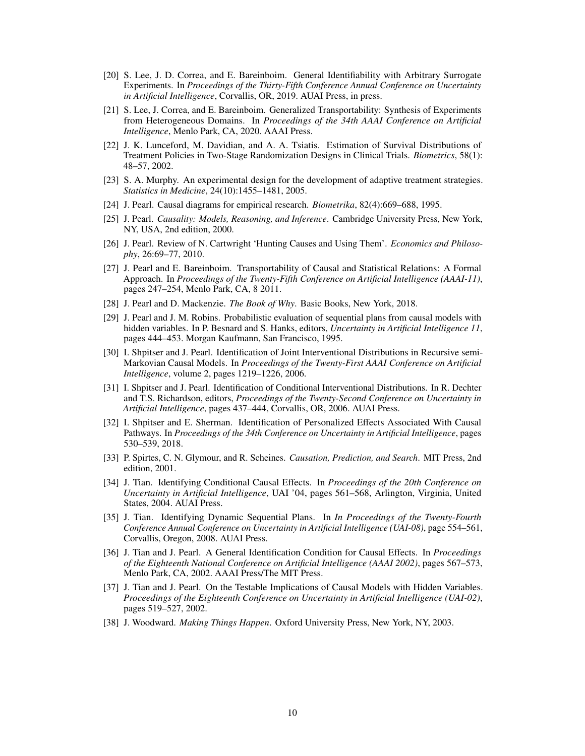- [20] S. Lee, J. D. Correa, and E. Bareinboim. General Identifiability with Arbitrary Surrogate Experiments. In *Proceedings of the Thirty-Fifth Conference Annual Conference on Uncertainty in Artificial Intelligence*, Corvallis, OR, 2019. AUAI Press, in press.
- [21] S. Lee, J. Correa, and E. Bareinboim. Generalized Transportability: Synthesis of Experiments from Heterogeneous Domains. In *Proceedings of the 34th AAAI Conference on Artificial Intelligence*, Menlo Park, CA, 2020. AAAI Press.
- [22] J. K. Lunceford, M. Davidian, and A. A. Tsiatis. Estimation of Survival Distributions of Treatment Policies in Two-Stage Randomization Designs in Clinical Trials. *Biometrics*, 58(1): 48–57, 2002.
- [23] S. A. Murphy. An experimental design for the development of adaptive treatment strategies. *Statistics in Medicine*, 24(10):1455–1481, 2005.
- [24] J. Pearl. Causal diagrams for empirical research. *Biometrika*, 82(4):669–688, 1995.
- [25] J. Pearl. *Causality: Models, Reasoning, and Inference*. Cambridge University Press, New York, NY, USA, 2nd edition, 2000.
- [26] J. Pearl. Review of N. Cartwright 'Hunting Causes and Using Them'. *Economics and Philosophy*, 26:69–77, 2010.
- [27] J. Pearl and E. Bareinboim. Transportability of Causal and Statistical Relations: A Formal Approach. In *Proceedings of the Twenty-Fifth Conference on Artificial Intelligence (AAAI-11)*, pages 247–254, Menlo Park, CA, 8 2011.
- [28] J. Pearl and D. Mackenzie. *The Book of Why*. Basic Books, New York, 2018.
- [29] J. Pearl and J. M. Robins. Probabilistic evaluation of sequential plans from causal models with hidden variables. In P. Besnard and S. Hanks, editors, *Uncertainty in Artificial Intelligence 11*, pages 444–453. Morgan Kaufmann, San Francisco, 1995.
- [30] I. Shpitser and J. Pearl. Identification of Joint Interventional Distributions in Recursive semi-Markovian Causal Models. In *Proceedings of the Twenty-First AAAI Conference on Artificial Intelligence*, volume 2, pages 1219–1226, 2006.
- [31] I. Shpitser and J. Pearl. Identification of Conditional Interventional Distributions. In R. Dechter and T.S. Richardson, editors, *Proceedings of the Twenty-Second Conference on Uncertainty in Artificial Intelligence*, pages 437–444, Corvallis, OR, 2006. AUAI Press.
- [32] I. Shpitser and E. Sherman. Identification of Personalized Effects Associated With Causal Pathways. In *Proceedings of the 34th Conference on Uncertainty in Artificial Intelligence*, pages 530–539, 2018.
- [33] P. Spirtes, C. N. Glymour, and R. Scheines. *Causation, Prediction, and Search*. MIT Press, 2nd edition, 2001.
- [34] J. Tian. Identifying Conditional Causal Effects. In *Proceedings of the 20th Conference on Uncertainty in Artificial Intelligence*, UAI '04, pages 561–568, Arlington, Virginia, United States, 2004. AUAI Press.
- [35] J. Tian. Identifying Dynamic Sequential Plans. In *In Proceedings of the Twenty-Fourth Conference Annual Conference on Uncertainty in Artificial Intelligence (UAI-08)*, page 554–561, Corvallis, Oregon, 2008. AUAI Press.
- [36] J. Tian and J. Pearl. A General Identification Condition for Causal Effects. In *Proceedings of the Eighteenth National Conference on Artificial Intelligence (AAAI 2002)*, pages 567–573, Menlo Park, CA, 2002. AAAI Press/The MIT Press.
- [37] J. Tian and J. Pearl. On the Testable Implications of Causal Models with Hidden Variables. *Proceedings of the Eighteenth Conference on Uncertainty in Artificial Intelligence (UAI-02)*, pages 519–527, 2002.
- [38] J. Woodward. *Making Things Happen*. Oxford University Press, New York, NY, 2003.